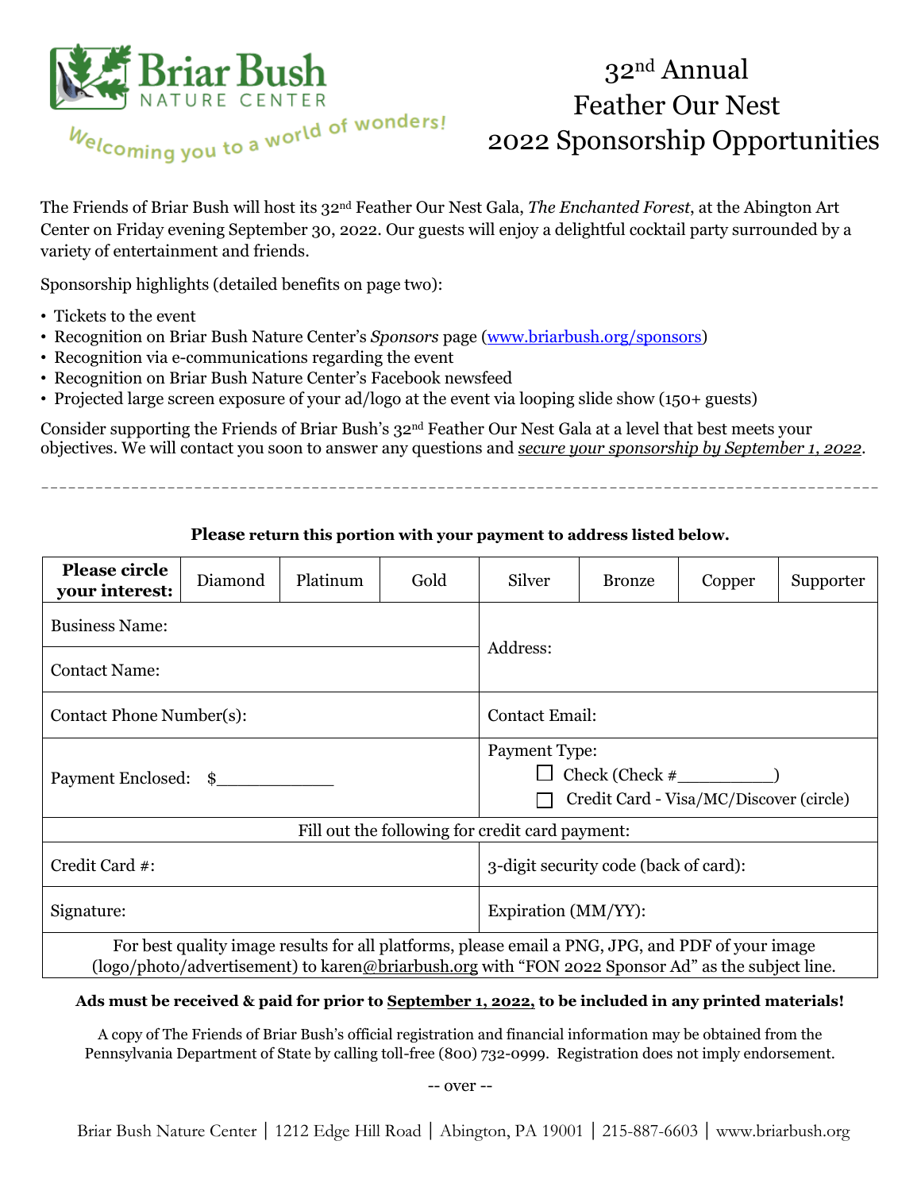Briar Bush NATURE CENTER

Welcoming you to a world of wonders!

# 32nd Annual Feather Our Nest 2022 Sponsorship Opportunities

The Friends of Briar Bush will host its 32nd Feather Our Nest Gala, *The Enchanted Forest*, at the Abington Art Center on Friday evening September 30, 2022. Our guests will enjoy a delightful cocktail party surrounded by a variety of entertainment and friends.

Sponsorship highlights (detailed benefits on page two):

- Tickets to the event
- Recognition on Briar Bush Nature Center's *Sponsors* page (www.briarbush.org/sponsors)
- Recognition via e-communications regarding the event
- Recognition on Briar Bush Nature Center's Facebook newsfeed
- Projected large screen exposure of your ad/logo at the event via looping slide show (150+ guests)

Consider supporting the Friends of Briar Bush's 32nd Feather Our Nest Gala at a level that best meets your objectives. We will contact you soon to answer any questions and ***secure your sponsorship by September 1, 2022***.

---

**Please return this portion with your payment to address listed below.**

| **Please circle your interest:** | Diamond | Platinum | Gold | Silver | Bronze | Copper | Supporter |
|---|---|---|---|---|---|---|---|

| | |
|---|---|
| Business Name: | Address: |
| Contact Name: | |
| Contact Phone Number(s): | Contact Email: |
| Payment Enclosed: $___________ | Payment Type: ☐ Check (Check #_________) ☐ Credit Card - Visa/MC/Discover (circle) |
| Fill out the following for credit card payment: | |
| Credit Card #: | 3-digit security code (back of card): |
| Signature: | Expiration (MM/YY): |
| For best quality image results for all platforms, please email a PNG, JPG, and PDF of your image (logo/photo/advertisement) to karen@briarbush.org with "FON 2022 Sponsor Ad" as the subject line. | |

**Ads must be received & paid for prior to September 1, 2022, to be included in any printed materials!**

A copy of The Friends of Briar Bush's official registration and financial information may be obtained from the Pennsylvania Department of State by calling toll-free (800) 732-0999. Registration does not imply endorsement.

-- over --

Briar Bush Nature Center | 1212 Edge Hill Road | Abington, PA 19001 | 215-887-6603 | www.briarbush.org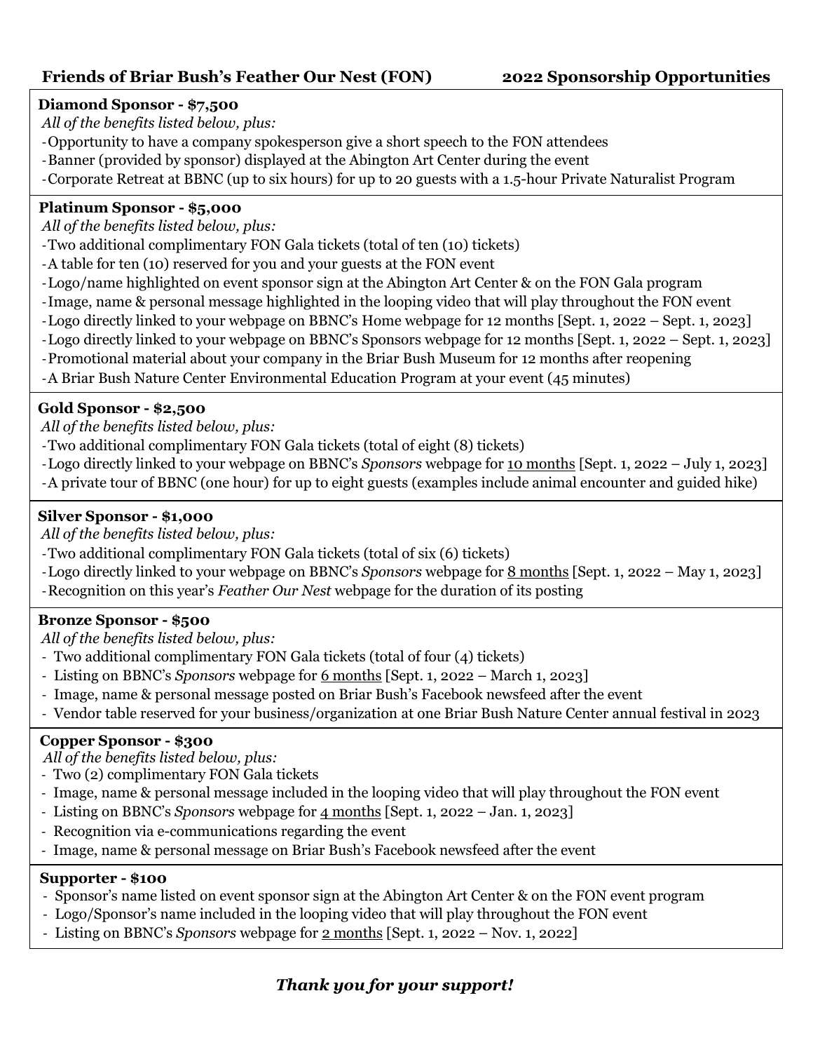**Friends of Briar Bush's Feather Our Nest (FON)** **2022 Sponsorship Opportunities**

**Diamond Sponsor - $7,500**

*All of the benefits listed below, plus:*

- Opportunity to have a company spokesperson give a short speech to the FON attendees
- Banner (provided by sponsor) displayed at the Abington Art Center during the event
- Corporate Retreat at BBNC (up to six hours) for up to 20 guests with a 1.5-hour Private Naturalist Program

**Platinum Sponsor - $5,000**

*All of the benefits listed below, plus:*

- Two additional complimentary FON Gala tickets (total of ten (10) tickets)
- A table for ten (10) reserved for you and your guests at the FON event
- Logo/name highlighted on event sponsor sign at the Abington Art Center & on the FON Gala program
- Image, name & personal message highlighted in the looping video that will play throughout the FON event
- Logo directly linked to your webpage on BBNC's Home webpage for 12 months [Sept. 1, 2022 – Sept. 1, 2023]
- Logo directly linked to your webpage on BBNC's Sponsors webpage for 12 months [Sept. 1, 2022 – Sept. 1, 2023]
- Promotional material about your company in the Briar Bush Museum for 12 months after reopening
- A Briar Bush Nature Center Environmental Education Program at your event (45 minutes)

**Gold Sponsor - $2,500**

*All of the benefits listed below, plus:*

- Two additional complimentary FON Gala tickets (total of eight (8) tickets)
- Logo directly linked to your webpage on BBNC's *Sponsors* webpage for 10 months [Sept. 1, 2022 – July 1, 2023]
- A private tour of BBNC (one hour) for up to eight guests (examples include animal encounter and guided hike)

**Silver Sponsor - $1,000**

*All of the benefits listed below, plus:*

- Two additional complimentary FON Gala tickets (total of six (6) tickets)
- Logo directly linked to your webpage on BBNC's *Sponsors* webpage for 8 months [Sept. 1, 2022 – May 1, 2023]
- Recognition on this year's *Feather Our Nest* webpage for the duration of its posting

**Bronze Sponsor - $500**

*All of the benefits listed below, plus:*

- Two additional complimentary FON Gala tickets (total of four (4) tickets)
- Listing on BBNC's *Sponsors* webpage for 6 months [Sept. 1, 2022 – March 1, 2023]
- Image, name & personal message posted on Briar Bush's Facebook newsfeed after the event
- Vendor table reserved for your business/organization at one Briar Bush Nature Center annual festival in 2023

**Copper Sponsor - $300**

*All of the benefits listed below, plus:*

- Two (2) complimentary FON Gala tickets
- Image, name & personal message included in the looping video that will play throughout the FON event
- Listing on BBNC's *Sponsors* webpage for 4 months [Sept. 1, 2022 – Jan. 1, 2023]
- Recognition via e-communications regarding the event
- Image, name & personal message on Briar Bush's Facebook newsfeed after the event

**Supporter - $100**

- Sponsor's name listed on event sponsor sign at the Abington Art Center & on the FON event program
- Logo/Sponsor's name included in the looping video that will play throughout the FON event
- Listing on BBNC's *Sponsors* webpage for 2 months [Sept. 1, 2022 – Nov. 1, 2022]

***Thank you for your support!***